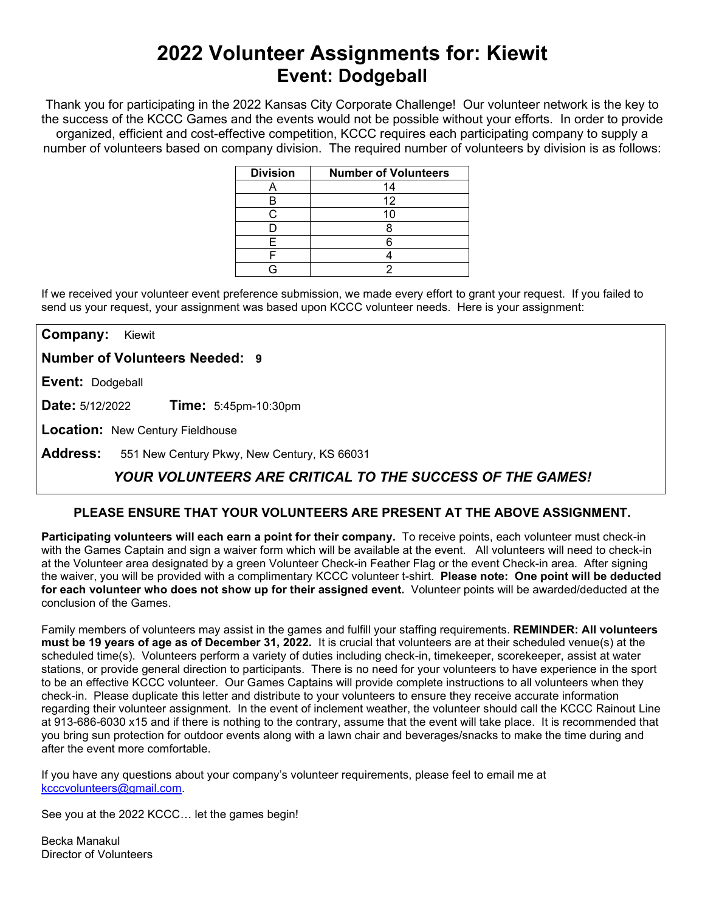# 2022 Volunteer Assignments for: Kiewit
## Event: Dodgeball

Thank you for participating in the 2022 Kansas City Corporate Challenge! Our volunteer network is the key to the success of the KCCC Games and the events would not be possible without your efforts. In order to provide organized, efficient and cost-effective competition, KCCC requires each participating company to supply a number of volunteers based on company division. The required number of volunteers by division is as follows:

| Division | Number of Volunteers |
|---|---|
| A | 14 |
| B | 12 |
| C | 10 |
| D | 8 |
| E | 6 |
| F | 4 |
| G | 2 |

If we received your volunteer event preference submission, we made every effort to grant your request. If you failed to send us your request, your assignment was based upon KCCC volunteer needs. Here is your assignment:

**Company:** Kiewit

**Number of Volunteers Needed: 9**

**Event:** Dodgeball

**Date:** 5/12/2022 **Time:** 5:45pm-10:30pm

**Location:** New Century Fieldhouse

**Address:** 551 New Century Pkwy, New Century, KS 66031

***YOUR VOLUNTEERS ARE CRITICAL TO THE SUCCESS OF THE GAMES!***

**PLEASE ENSURE THAT YOUR VOLUNTEERS ARE PRESENT AT THE ABOVE ASSIGNMENT.**

**Participating volunteers will each earn a point for their company.** To receive points, each volunteer must check-in with the Games Captain and sign a waiver form which will be available at the event. All volunteers will need to check-in at the Volunteer area designated by a green Volunteer Check-in Feather Flag or the event Check-in area. After signing the waiver, you will be provided with a complimentary KCCC volunteer t-shirt. **Please note: One point will be deducted for each volunteer who does not show up for their assigned event.** Volunteer points will be awarded/deducted at the conclusion of the Games.

Family members of volunteers may assist in the games and fulfill your staffing requirements. **REMINDER: All volunteers must be 19 years of age as of December 31, 2022.** It is crucial that volunteers are at their scheduled venue(s) at the scheduled time(s). Volunteers perform a variety of duties including check-in, timekeeper, scorekeeper, assist at water stations, or provide general direction to participants. There is no need for your volunteers to have experience in the sport to be an effective KCCC volunteer. Our Games Captains will provide complete instructions to all volunteers when they check-in. Please duplicate this letter and distribute to your volunteers to ensure they receive accurate information regarding their volunteer assignment. In the event of inclement weather, the volunteer should call the KCCC Rainout Line at 913-686-6030 x15 and if there is nothing to the contrary, assume that the event will take place. It is recommended that you bring sun protection for outdoor events along with a lawn chair and beverages/snacks to make the time during and after the event more comfortable.

If you have any questions about your company's volunteer requirements, please feel to email me at kcccvolunteers@gmail.com.

See you at the 2022 KCCC… let the games begin!

Becka Manakul
Director of Volunteers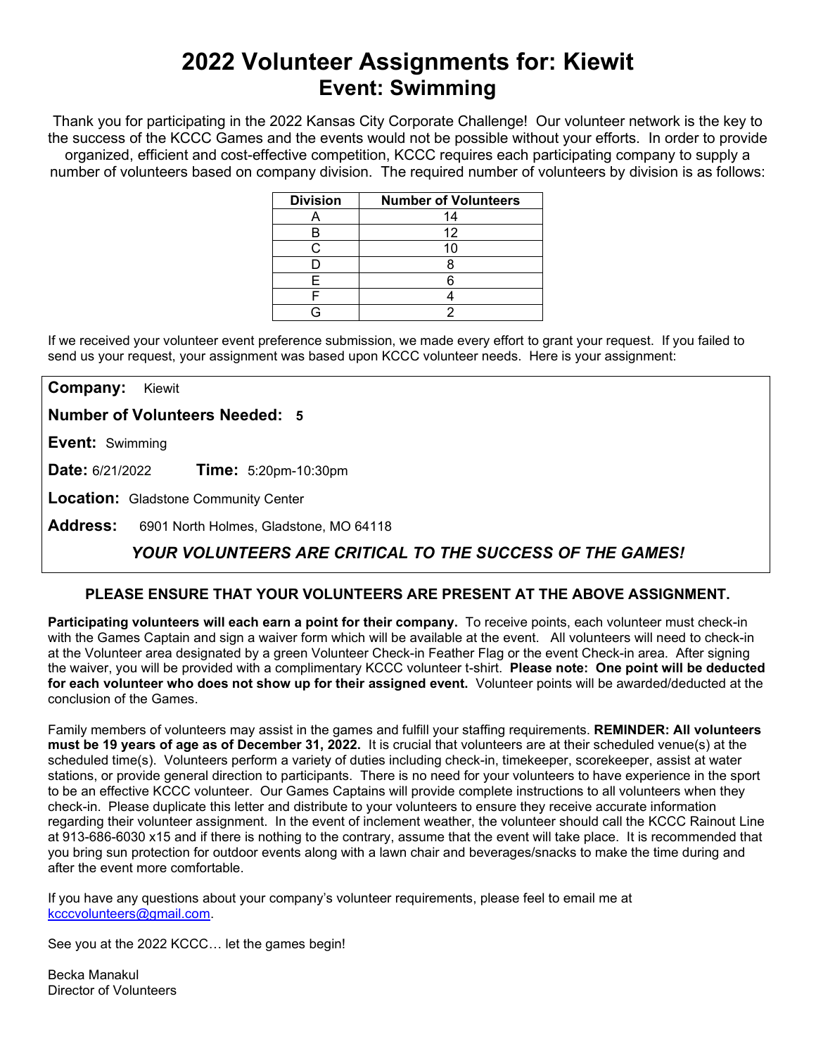# 2022 Volunteer Assignments for: Kiewit
## Event: Swimming

Thank you for participating in the 2022 Kansas City Corporate Challenge! Our volunteer network is the key to the success of the KCCC Games and the events would not be possible without your efforts. In order to provide organized, efficient and cost-effective competition, KCCC requires each participating company to supply a number of volunteers based on company division. The required number of volunteers by division is as follows:

| Division | Number of Volunteers |
|---|---|
| A | 14 |
| B | 12 |
| C | 10 |
| D | 8 |
| E | 6 |
| F | 4 |
| G | 2 |

If we received your volunteer event preference submission, we made every effort to grant your request. If you failed to send us your request, your assignment was based upon KCCC volunteer needs. Here is your assignment:

**Company:** Kiewit

**Number of Volunteers Needed:** 5

**Event:** Swimming

**Date:** 6/21/2022 **Time:** 5:20pm-10:30pm

**Location:** Gladstone Community Center

**Address:** 6901 North Holmes, Gladstone, MO 64118

***YOUR VOLUNTEERS ARE CRITICAL TO THE SUCCESS OF THE GAMES!***

**PLEASE ENSURE THAT YOUR VOLUNTEERS ARE PRESENT AT THE ABOVE ASSIGNMENT.**

**Participating volunteers will each earn a point for their company.** To receive points, each volunteer must check-in with the Games Captain and sign a waiver form which will be available at the event. All volunteers will need to check-in at the Volunteer area designated by a green Volunteer Check-in Feather Flag or the event Check-in area. After signing the waiver, you will be provided with a complimentary KCCC volunteer t-shirt. **Please note: One point will be deducted for each volunteer who does not show up for their assigned event.** Volunteer points will be awarded/deducted at the conclusion of the Games.

Family members of volunteers may assist in the games and fulfill your staffing requirements. **REMINDER: All volunteers must be 19 years of age as of December 31, 2022.** It is crucial that volunteers are at their scheduled venue(s) at the scheduled time(s). Volunteers perform a variety of duties including check-in, timekeeper, scorekeeper, assist at water stations, or provide general direction to participants. There is no need for your volunteers to have experience in the sport to be an effective KCCC volunteer. Our Games Captains will provide complete instructions to all volunteers when they check-in. Please duplicate this letter and distribute to your volunteers to ensure they receive accurate information regarding their volunteer assignment. In the event of inclement weather, the volunteer should call the KCCC Rainout Line at 913-686-6030 x15 and if there is nothing to the contrary, assume that the event will take place. It is recommended that you bring sun protection for outdoor events along with a lawn chair and beverages/snacks to make the time during and after the event more comfortable.

If you have any questions about your company's volunteer requirements, please feel to email me at kcccvolunteers@gmail.com.

See you at the 2022 KCCC… let the games begin!

Becka Manakul
Director of Volunteers